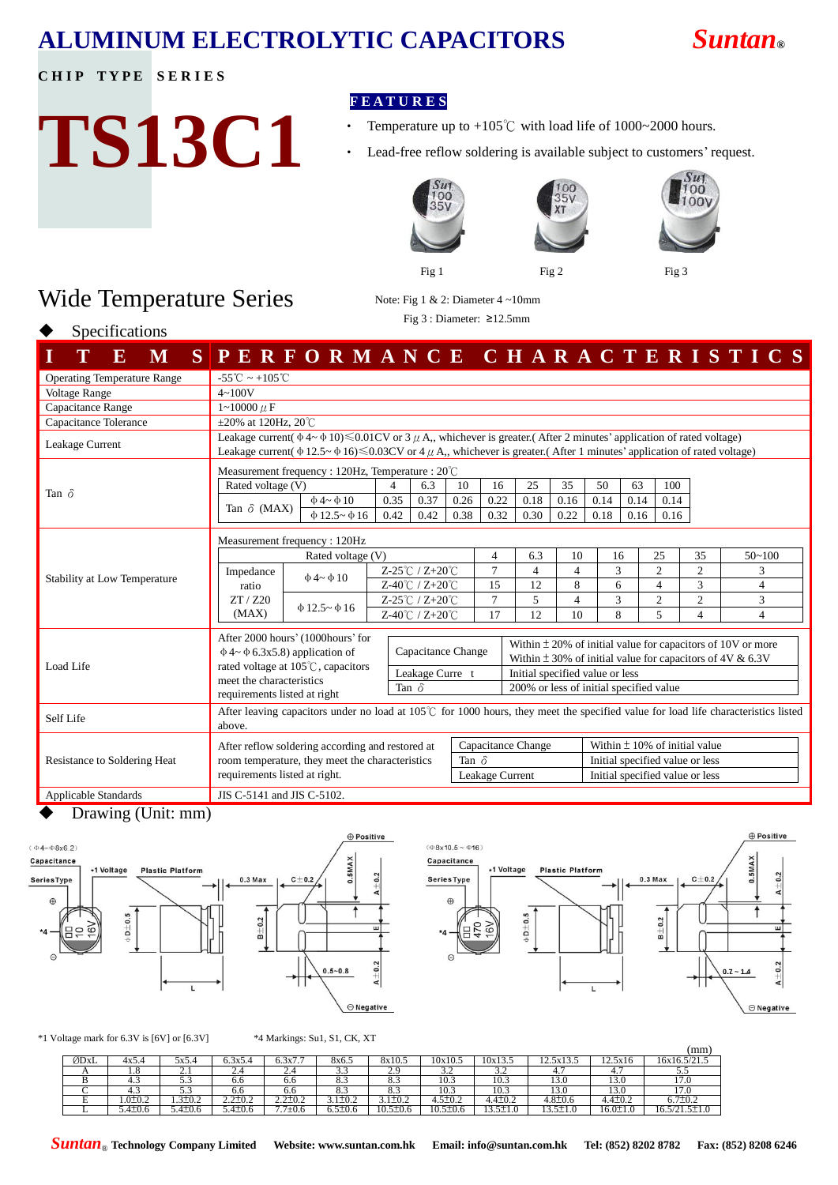# ALUMINUM ELECTROLYTIC CAPACITORS

**Suntan®**

CHIP TYPE SERIES

# TS13C1

**FEATURES**

- Temperature up to +105℃ with load life of 1000~2000 hours.
- Lead-free reflow soldering is available subject to customers' request.

Fig 1　　Fig 2　　Fig 3

Note: Fig 1 & 2: Diameter 4 ~10mm
Fig 3 : Diameter: ≥12.5mm

## Wide Temperature Series

◆ Specifications

| ITEMS | PERFORMANCE CHARACTERISTICS |
|---|---|
| Operating Temperature Range | -55℃ ~ +105℃ |
| Voltage Range | 4~100V |
| Capacitance Range | 1~10000 μF |
| Capacitance Tolerance | ±20% at 120Hz, 20℃ |
| Leakage Current | Leakage current(Φ4~Φ10)≤0.01CV or 3μA,, whichever is greater.( After 2 minutes' application of rated voltage)<br>Leakage current(Φ12.5~Φ16)≤0.03CV or 4μA,, whichever is greater.( After 1 minutes' application of rated voltage) |

**Tan δ** — Measurement frequency : 120Hz, Temperature : 20℃

| Rated voltage (V) | | 4 | 6.3 | 10 | 16 | 25 | 35 | 50 | 63 | 100 |
|---|---|---|---|---|---|---|---|---|---|---|
| Tan δ (MAX) | Φ4~Φ10 | 0.35 | 0.37 | 0.26 | 0.22 | 0.18 | 0.16 | 0.14 | 0.14 | 0.14 |
| | Φ12.5~Φ16 | 0.42 | 0.42 | 0.38 | 0.32 | 0.30 | 0.22 | 0.18 | 0.16 | 0.16 |

**Stability at Low Temperature** — Measurement frequency : 120Hz

| Rated voltage (V) | | | 4 | 6.3 | 10 | 16 | 25 | 35 | 50~100 |
|---|---|---|---|---|---|---|---|---|---|
| Impedance ratio ZT / Z20 (MAX) | Φ4~Φ10 | Z-25℃ / Z+20℃ | 7 | 4 | 4 | 3 | 2 | 2 | 3 |
| | | Z-40℃ / Z+20℃ | 15 | 12 | 8 | 6 | 4 | 3 | 4 |
| | Φ12.5~Φ16 | Z-25℃ / Z+20℃ | 7 | 5 | 4 | 3 | 2 | 2 | 3 |
| | | Z-40℃ / Z+20℃ | 17 | 12 | 10 | 8 | 5 | 4 | 4 |

**Load Life** — After 2000 hours' (1000hours' for Φ4~Φ6.3x5.8) application of rated voltage at 105℃, capacitors meet the characteristics requirements listed at right

| Item | Requirement |
|---|---|
| Capacitance Change | Within ± 20% of initial value for capacitors of 10V or more<br>Within ± 30% of initial value for capacitors of 4V & 6.3V |
| Leakage Current | Initial specified value or less |
| Tan δ | 200% or less of initial specified value |

**Self Life** — After leaving capacitors under no load at 105℃ for 1000 hours, they meet the specified value for load life characteristics listed above.

**Resistance to Soldering Heat** — After reflow soldering according and restored at room temperature, they meet the characteristics requirements listed at right.

| Item | Requirement |
|---|---|
| Capacitance Change | Within ± 10% of initial value |
| Tan δ | Initial specified value or less |
| Leakage Current | Initial specified value or less |

**Applicable Standards** — JIS C-5141 and JIS C-5102.

◆ Drawing (Unit: mm)

*1 Voltage mark for 6.3V is [6V] or [6.3V]　　*4 Markings: Su1, S1, CK, XT

(mm)

| ØDxL | 4x5.4 | 5x5.4 | 6.3x5.4 | 6.3x7.7 | 8x6.5 | 8x10.5 | 10x10.5 | 10x13.5 | 12.5x13.5 | 12.5x16 | 16x16.5/21.5 |
|---|---|---|---|---|---|---|---|---|---|---|---|
| A | 1.8 | 2.1 | 2.4 | 2.4 | 3.3 | 2.9 | 3.2 | 3.2 | 4.7 | 4.7 | 5.5 |
| B | 4.3 | 5.3 | 6.6 | 6.6 | 8.3 | 8.3 | 10.3 | 10.3 | 13.0 | 13.0 | 17.0 |
| C | 4.3 | 5.3 | 6.6 | 6.6 | 8.3 | 8.3 | 10.3 | 10.3 | 13.0 | 13.0 | 17.0 |
| E | 1.0±0.2 | 1.3±0.2 | 2.2±0.2 | 2.2±0.2 | 3.1±0.2 | 3.1±0.2 | 4.5±0.2 | 4.4±0.2 | 4.8±0.6 | 4.4±0.2 | 6.7±0.2 |
| L | 5.4±0.6 | 5.4±0.6 | 5.4±0.6 | 7.7±0.6 | 6.5±0.6 | 10.5±0.6 | 10.5±0.6 | 13.5±1.0 | 13.5±1.0 | 16.0±1.0 | 16.5/21.5±1.0 |

**Suntan® Technology Company Limited**　Website: www.suntan.com.hk　Email: info@suntan.com.hk　Tel: (852) 8202 8782　Fax: (852) 8208 6246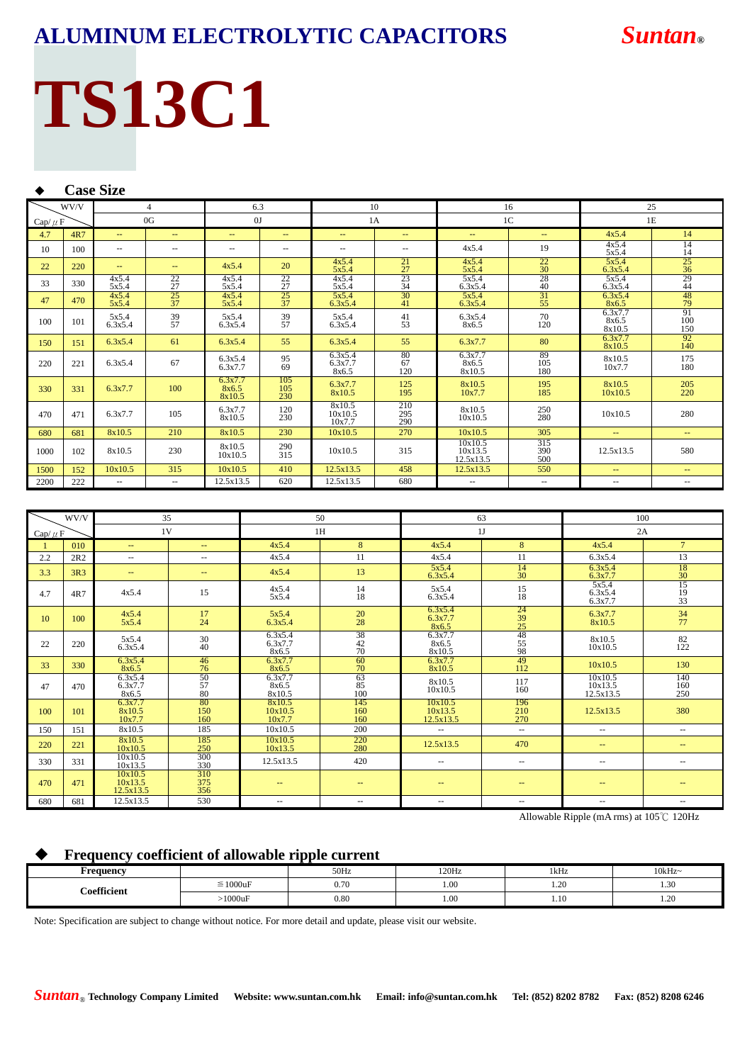# ALUMINUM ELECTROLYTIC CAPACITORS

*Suntan*®

# TS13C1

## ◆ Case Size

| Cap/μF | WV/V | 4 | | 6.3 | | 10 | | 16 | | 25 | |
|---|---|---|---|---|---|---|---|---|---|---|---|
| | | 0G | | 0J | | 1A | | 1C | | 1E | |
| 4.7 | 4R7 | -- | -- | -- | -- | -- | -- | -- | -- | 4x5.4 | 14 |
| 10 | 100 | -- | -- | -- | -- | -- | -- | 4x5.4 | 19 | 4x5.4<br>5x5.4 | 14<br>14 |
| 22 | 220 | -- | -- | 4x5.4 | 20 | 4x5.4<br>5x5.4 | 21<br>27 | 4x5.4<br>5x5.4 | 22<br>30 | 5x5.4<br>6.3x5.4 | 25<br>36 |
| 33 | 330 | 4x5.4<br>5x5.4 | 22<br>27 | 4x5.4<br>5x5.4 | 22<br>27 | 4x5.4<br>5x5.4 | 23<br>34 | 5x5.4<br>6.3x5.4 | 28<br>40 | 5x5.4<br>6.3x5.4 | 29<br>44 |
| 47 | 470 | 4x5.4<br>5x5.4 | 25<br>37 | 4x5.4<br>5x5.4 | 25<br>37 | 5x5.4<br>6.3x5.4 | 30<br>41 | 5x5.4<br>6.3x5.4 | 31<br>55 | 6.3x5.4<br>8x6.5 | 48<br>79 |
| 100 | 101 | 5x5.4<br>6.3x5.4 | 39<br>57 | 5x5.4<br>6.3x5.4 | 39<br>57 | 5x5.4<br>6.3x5.4 | 41<br>53 | 6.3x5.4<br>8x6.5 | 70<br>120 | 6.3x7.7<br>8x6.5<br>8x10.5 | 91<br>100<br>150 |
| 150 | 151 | 6.3x5.4 | 61 | 6.3x5.4 | 55 | 6.3x5.4 | 55 | 6.3x7.7 | 80 | 6.3x7.7<br>8x10.5 | 92<br>140 |
| 220 | 221 | 6.3x5.4 | 67 | 6.3x5.4<br>6.3x7.7 | 95<br>69 | 6.3x5.4<br>6.3x7.7<br>8x6.5 | 80<br>67<br>120 | 6.3x7.7<br>8x6.5<br>8x10.5 | 89<br>105<br>180 | 8x10.5<br>10x7.7 | 175<br>180 |
| 330 | 331 | 6.3x7.7 | 100 | 6.3x7.7<br>8x6.5<br>8x10.5 | 105<br>105<br>230 | 6.3x7.7<br>8x10.5 | 125<br>195 | 8x10.5<br>10x7.7 | 195<br>185 | 8x10.5<br>10x10.5 | 205<br>220 |
| 470 | 471 | 6.3x7.7 | 105 | 6.3x7.7<br>8x10.5 | 120<br>230 | 8x10.5<br>10x10.5<br>10x7.7 | 210<br>295<br>290 | 8x10.5<br>10x10.5 | 250<br>280 | 10x10.5 | 280 |
| 680 | 681 | 8x10.5 | 210 | 8x10.5 | 230 | 10x10.5 | 270 | 10x10.5 | 305 | -- | -- |
| 1000 | 102 | 8x10.5 | 230 | 8x10.5<br>10x10.5 | 290<br>315 | 10x10.5 | 315 | 10x10.5<br>10x13.5<br>12.5x13.5 | 315<br>390<br>500 | 12.5x13.5 | 580 |
| 1500 | 152 | 10x10.5 | 315 | 10x10.5 | 410 | 12.5x13.5 | 458 | 12.5x13.5 | 550 | -- | -- |
| 2200 | 222 | -- | -- | 12.5x13.5 | 620 | 12.5x13.5 | 680 | -- | -- | -- | -- |

| Cap/μF | WV/V | 35 | | 50 | | 63 | | 100 | |
|---|---|---|---|---|---|---|---|---|---|
| | | 1V | | 1H | | 1J | | 2A | |
| 1 | 010 | -- | -- | 4x5.4 | 8 | 4x5.4 | 8 | 4x5.4 | 7 |
| 2.2 | 2R2 | -- | -- | 4x5.4 | 11 | 4x5.4 | 11 | 6.3x5.4 | 13 |
| 3.3 | 3R3 | -- | -- | 4x5.4 | 13 | 5x5.4<br>6.3x5.4 | 14<br>30 | 6.3x5.4<br>6.3x7.7 | 18<br>30 |
| 4.7 | 4R7 | 4x5.4 | 15 | 4x5.4<br>5x5.4 | 14<br>18 | 5x5.4<br>6.3x5.4 | 15<br>18 | 5x5.4<br>6.3x5.4<br>6.3x7.7 | 15<br>19<br>33 |
| 10 | 100 | 4x5.4<br>5x5.4 | 17<br>24 | 5x5.4<br>6.3x5.4 | 20<br>28 | 6.3x5.4<br>6.3x7.7<br>8x6.5 | 24<br>39<br>25 | 6.3x7.7<br>8x10.5 | 34<br>77 |
| 22 | 220 | 5x5.4<br>6.3x5.4 | 30<br>40 | 6.3x5.4<br>6.3x7.7<br>8x6.5 | 38<br>42<br>70 | 6.3x7.7<br>8x6.5<br>8x10.5 | 48<br>55<br>98 | 8x10.5<br>10x10.5 | 82<br>122 |
| 33 | 330 | 6.3x5.4<br>8x6.5 | 46<br>76 | 6.3x7.7<br>8x6.5 | 60<br>70 | 6.3x7.7<br>8x10.5 | 49<br>112 | 10x10.5 | 130 |
| 47 | 470 | 6.3x5.4<br>6.3x7.7<br>8x6.5 | 50<br>57<br>80 | 6.3x7.7<br>8x6.5<br>8x10.5 | 63<br>85<br>100 | 8x10.5<br>10x10.5 | 117<br>160 | 10x10.5<br>10x13.5<br>12.5x13.5 | 140<br>160<br>250 |
| 100 | 101 | 6.3x7.7<br>8x10.5<br>10x7.7 | 80<br>150<br>160 | 8x10.5<br>10x10.5<br>10x7.7 | 145<br>160<br>160 | 10x10.5<br>10x13.5<br>12.5x13.5 | 196<br>210<br>270 | 12.5x13.5 | 380 |
| 150 | 151 | 8x10.5 | 185 | 10x10.5 | 200 | -- | -- | -- | -- |
| 220 | 221 | 8x10.5<br>10x10.5 | 185<br>250 | 10x10.5<br>10x13.5 | 220<br>280 | 12.5x13.5 | 470 | -- | -- |
| 330 | 331 | 10x10.5<br>10x13.5 | 300<br>330 | 12.5x13.5 | 420 | -- | -- | -- | -- |
| 470 | 471 | 10x10.5<br>10x13.5<br>12.5x13.5 | 310<br>375<br>356 | -- | -- | -- | -- | -- | -- |
| 680 | 681 | 12.5x13.5 | 530 | -- | -- | -- | -- | -- | -- |

Allowable Ripple (mA rms) at 105℃ 120Hz

## ◆ Frequency coefficient of allowable ripple current

| **Frequency** | | 50Hz | 120Hz | 1kHz | 10kHz~ |
|---|---|---|---|---|---|
| **Coefficient** | ≦1000uF | 0.70 | 1.00 | 1.20 | 1.30 |
| | >1000uF | 0.80 | 1.00 | 1.10 | 1.20 |

Note: Specification are subject to change without notice. For more detail and update, please visit our website.

*Suntan*® **Technology Company Limited** **Website: www.suntan.com.hk** **Email: info@suntan.com.hk** **Tel: (852) 8202 8782** **Fax: (852) 8208 6246**